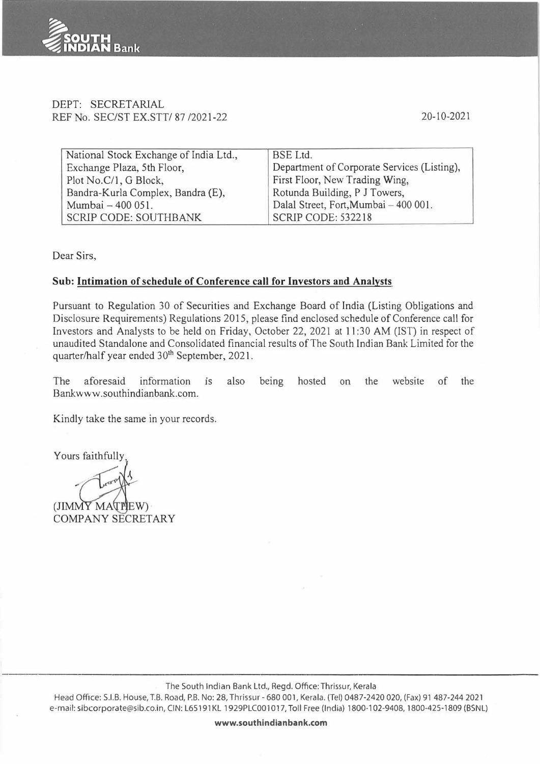DEPT: SECRETARIAL
REF No. SEC/ST EX.STT/ 87 /2021-22

20-10-2021

| National Stock Exchange of India Ltd., Exchange Plaza, 5th Floor, Plot No.C/1, G Block, Bandra-Kurla Complex, Bandra (E), Mumbai – 400 051. SCRIP CODE: SOUTHBANK | BSE Ltd. Department of Corporate Services (Listing), First Floor, New Trading Wing, Rotunda Building, P J Towers, Dalal Street, Fort,Mumbai – 400 001. SCRIP CODE: 532218 |
|---|---|

Dear Sirs,

**Sub: Intimation of schedule of Conference call for Investors and Analysts**

Pursuant to Regulation 30 of Securities and Exchange Board of India (Listing Obligations and Disclosure Requirements) Regulations 2015, please find enclosed schedule of Conference call for Investors and Analysts to be held on Friday, October 22, 2021 at 11:30 AM (IST) in respect of unaudited Standalone and Consolidated financial results of The South Indian Bank Limited for the quarter/half year ended 30th September, 2021.

The aforesaid information is also being hosted on the website of the Bankwww.southindianbank.com.

Kindly take the same in your records.

Yours faithfully,

(JIMMY MATHEW)
COMPANY SECRETARY

The South Indian Bank Ltd., Regd. Office: Thrissur, Kerala
Head Office: S.I.B. House, T.B. Road, P.B. No: 28, Thrissur - 680 001, Kerala. (Tel) 0487-2420 020, (Fax) 91 487-244 2021
e-mail: sibcorporate@sib.co.in, CIN: L65191KL 1929PLC001017, Toll Free (India) 1800-102-9408, 1800-425-1809 (BSNL)

**www.southindianbank.com**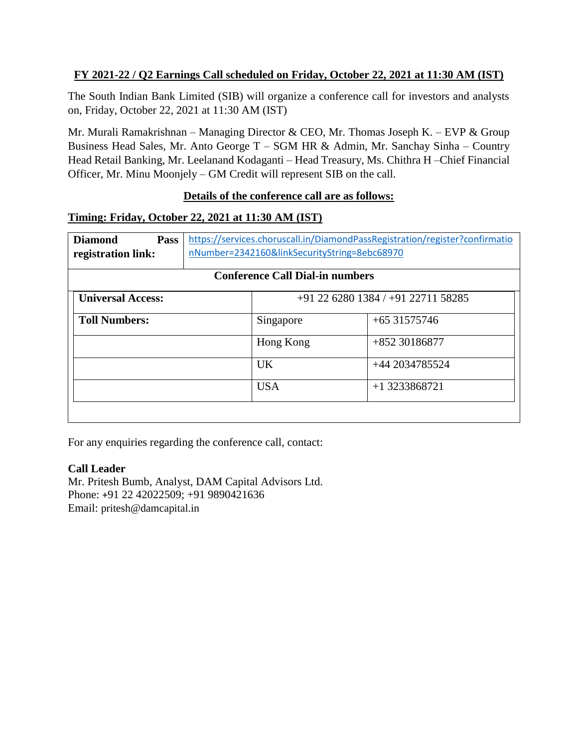**FY 2021-22 / Q2 Earnings Call scheduled on Friday, October 22, 2021 at 11:30 AM (IST)**

The South Indian Bank Limited (SIB) will organize a conference call for investors and analysts on, Friday, October 22, 2021 at 11:30 AM (IST)

Mr. Murali Ramakrishnan – Managing Director & CEO, Mr. Thomas Joseph K. – EVP & Group Business Head Sales, Mr. Anto George T – SGM HR & Admin, Mr. Sanchay Sinha – Country Head Retail Banking, Mr. Leelanand Kodaganti – Head Treasury, Ms. Chithra H –Chief Financial Officer, Mr. Minu Moonjely – GM Credit will represent SIB on the call.

**Details of the conference call are as follows:**

**Timing: Friday, October 22, 2021 at 11:30 AM (IST)**

| | | |
|---|---|---|
| **Diamond Pass registration link:** | https://services.choruscall.in/DiamondPassRegistration/register?confirmationNumber=2342160&linkSecurityString=8ebc68970 | |
| **Conference Call Dial-in numbers** | | |
| **Universal Access:** | +91 22 6280 1384 / +91 22711 58285 | |
| **Toll Numbers:** | Singapore | +65 31575746 |
| | Hong Kong | +852 30186877 |
| | UK | +44 2034785524 |
| | USA | +1 3233868721 |

For any enquiries regarding the conference call, contact:

**Call Leader**
Mr. Pritesh Bumb, Analyst, DAM Capital Advisors Ltd.
Phone: +91 22 42022509; +91 9890421636
Email: pritesh@damcapital.in